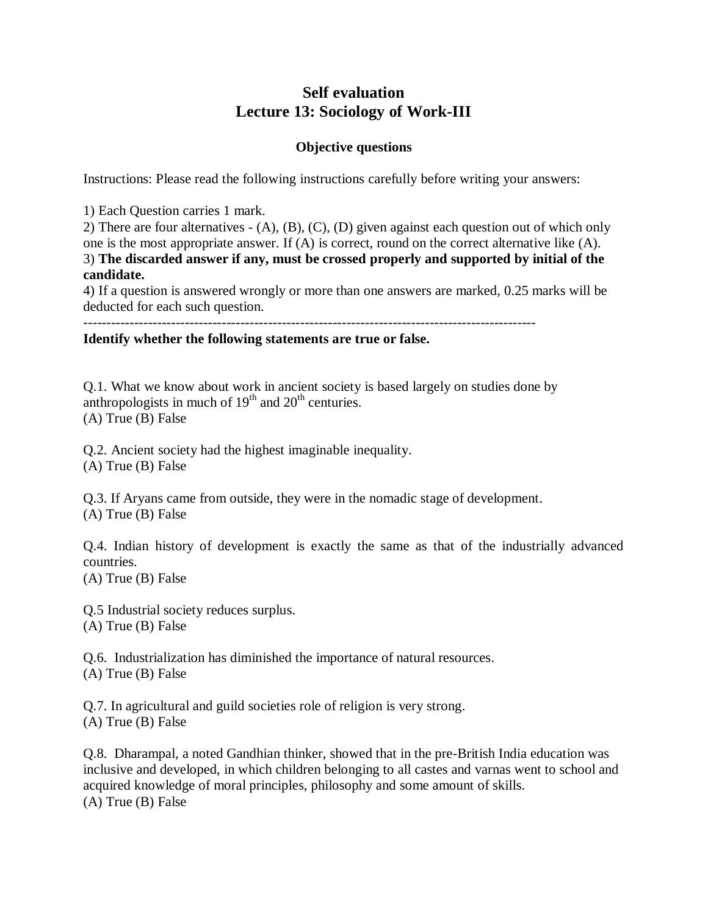# Self evaluation
# Lecture 13: Sociology of Work-III

### Objective questions

Instructions: Please read the following instructions carefully before writing your answers:

1) Each Question carries 1 mark.
2) There are four alternatives - (A), (B), (C), (D) given against each question out of which only one is the most appropriate answer. If (A) is correct, round on the correct alternative like (A).
3) **The discarded answer if any, must be crossed properly and supported by initial of the candidate.**
4) If a question is answered wrongly or more than one answers are marked, 0.25 marks will be deducted for each such question.

---

**Identify whether the following statements are true or false.**

Q.1. What we know about work in ancient society is based largely on studies done by anthropologists in much of $19^{th}$ and $20^{th}$ centuries.
(A) True (B) False

Q.2. Ancient society had the highest imaginable inequality.
(A) True (B) False

Q.3. If Aryans came from outside, they were in the nomadic stage of development.
(A) True (B) False

Q.4. Indian history of development is exactly the same as that of the industrially advanced countries.
(A) True (B) False

Q.5 Industrial society reduces surplus.
(A) True (B) False

Q.6. Industrialization has diminished the importance of natural resources.
(A) True (B) False

Q.7. In agricultural and guild societies role of religion is very strong.
(A) True (B) False

Q.8. Dharampal, a noted Gandhian thinker, showed that in the pre-British India education was inclusive and developed, in which children belonging to all castes and varnas went to school and acquired knowledge of moral principles, philosophy and some amount of skills.
(A) True (B) False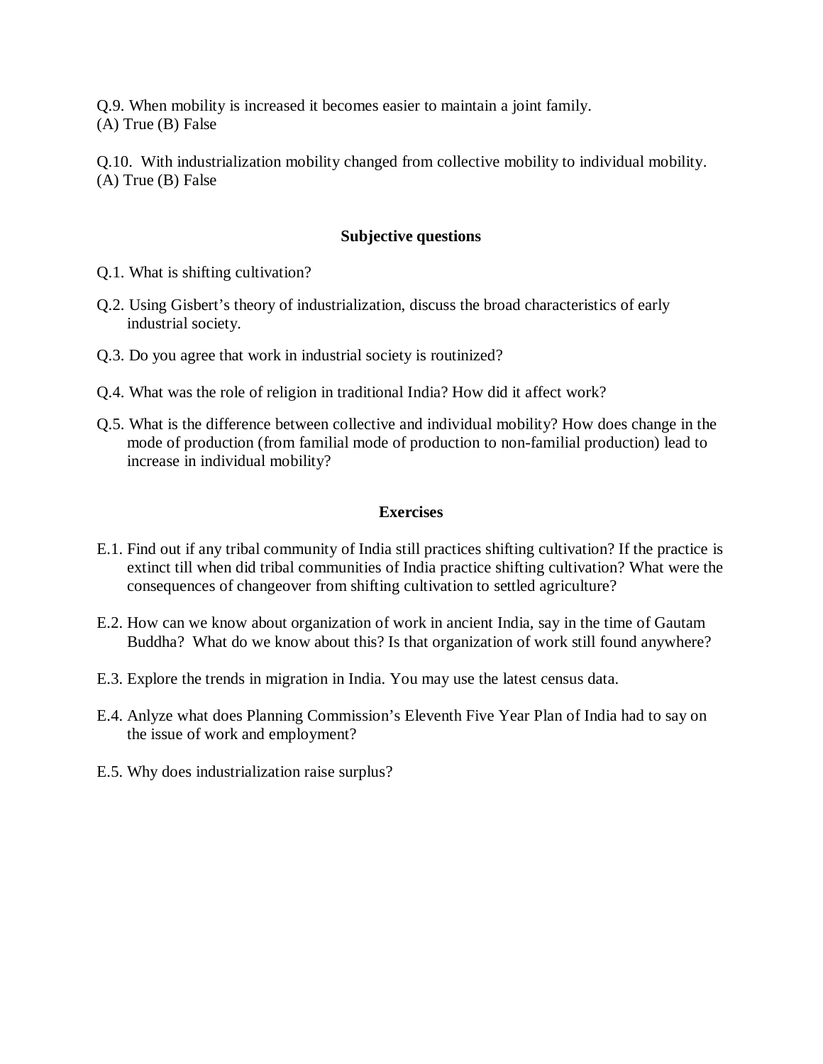Q.9. When mobility is increased it becomes easier to maintain a joint family.
(A) True (B) False

Q.10. With industrialization mobility changed from collective mobility to individual mobility.
(A) True (B) False

## Subjective questions

Q.1. What is shifting cultivation?

Q.2. Using Gisbert's theory of industrialization, discuss the broad characteristics of early industrial society.

Q.3. Do you agree that work in industrial society is routinized?

Q.4. What was the role of religion in traditional India? How did it affect work?

Q.5. What is the difference between collective and individual mobility? How does change in the mode of production (from familial mode of production to non-familial production) lead to increase in individual mobility?

## Exercises

E.1. Find out if any tribal community of India still practices shifting cultivation? If the practice is extinct till when did tribal communities of India practice shifting cultivation? What were the consequences of changeover from shifting cultivation to settled agriculture?

E.2. How can we know about organization of work in ancient India, say in the time of Gautam Buddha? What do we know about this? Is that organization of work still found anywhere?

E.3. Explore the trends in migration in India. You may use the latest census data.

E.4. Anlyze what does Planning Commission's Eleventh Five Year Plan of India had to say on the issue of work and employment?

E.5. Why does industrialization raise surplus?